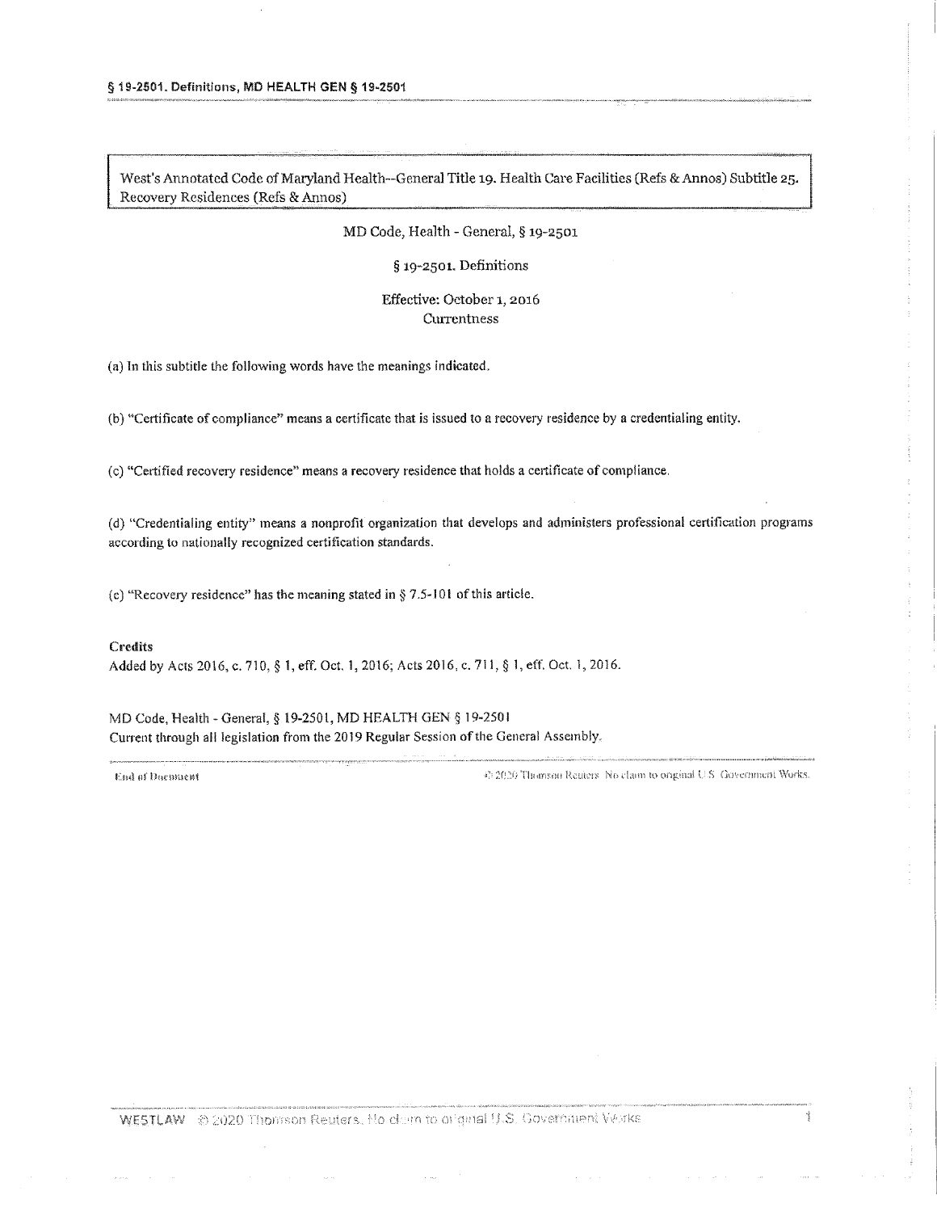West's Annotated Code of Maryland Health--General Title 19. Health Care Facilities (Refs & Annos) Subtitle 25. Recovery Residences (Refs & Annos)

MD Code, Health - General, § 19-2501

# § 19-2501. Definitions

Effective: October 1, 2016

Currentness

(a) In this subtitle the following words have the meanings indicated.

(b) "Certificate of compliance" means a certificate that is issued to a recovery residence by a credentialing entity.

(c) "Certified recovery residence" means a recovery residence that holds a certificate of compliance.

(d) "Credentialing entity" means a nonprofit organization that develops and administers professional certification programs according to nationally recognized certification standards.

(e) "Recovery residence" has the meaning stated in § 7.5-101 of this article.

**Credits**

Added by Acts 2016, c. 710, § 1, eff. Oct. 1, 2016; Acts 2016, c. 711, § 1, eff. Oct. 1, 2016.

MD Code, Health - General, § 19-2501, MD HEALTH GEN § 19-2501

Current through all legislation from the 2019 Regular Session of the General Assembly.

End of Document © 2020 Thomson Reuters. No claim to original U.S. Government Works.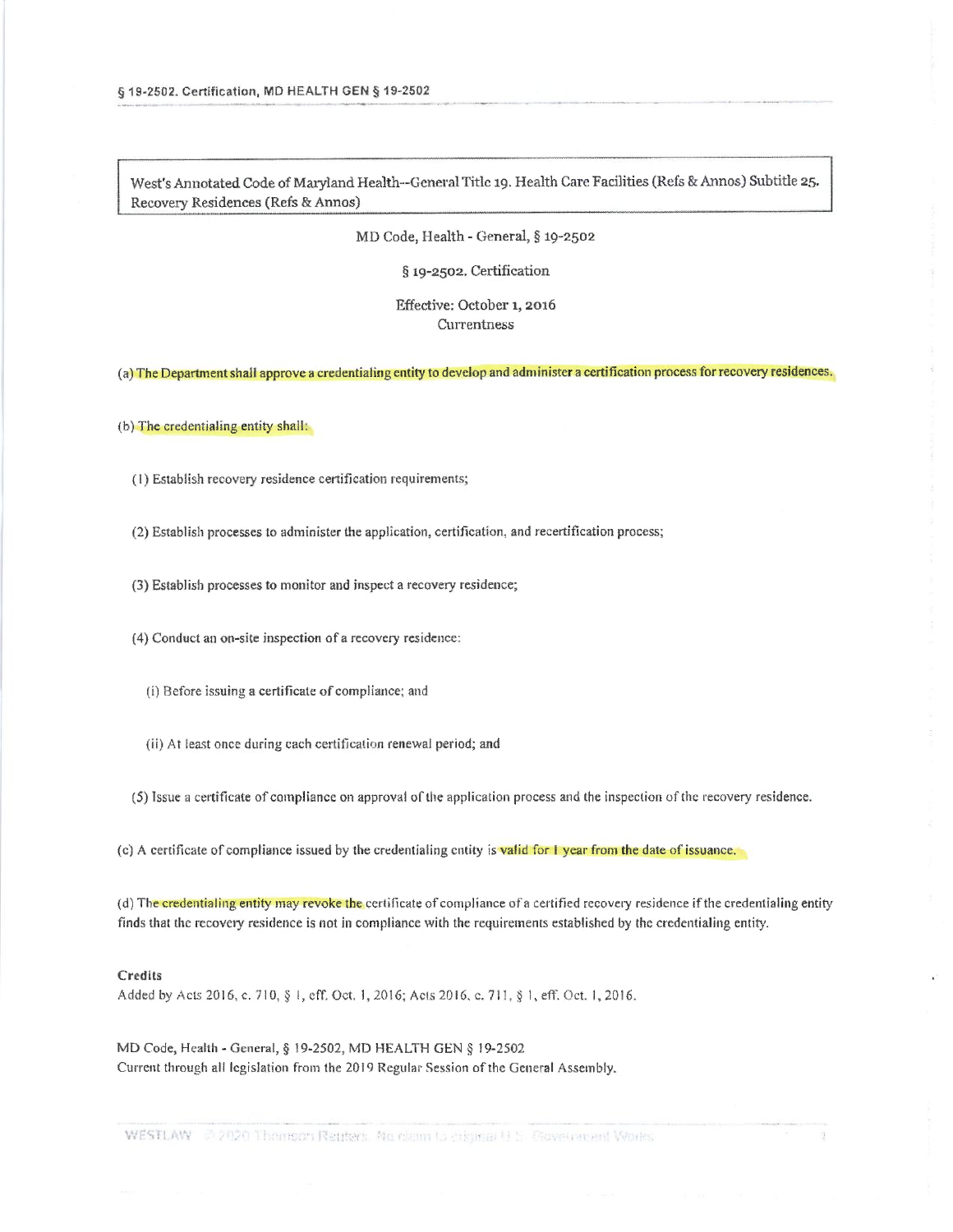West's Annotated Code of Maryland Health--General Title 19. Health Care Facilities (Refs & Annos) Subtitle 25. Recovery Residences (Refs & Annos)

MD Code, Health - General, § 19-2502

## § 19-2502. Certification

Effective: October 1, 2016
Currentness

(a) The Department shall approve a credentialing entity to develop and administer a certification process for recovery residences.

(b) The credentialing entity shall:

(1) Establish recovery residence certification requirements;

(2) Establish processes to administer the application, certification, and recertification process;

(3) Establish processes to monitor and inspect a recovery residence;

(4) Conduct an on-site inspection of a recovery residence:

(i) Before issuing a certificate of compliance; and

(ii) At least once during each certification renewal period; and

(5) Issue a certificate of compliance on approval of the application process and the inspection of the recovery residence.

(c) A certificate of compliance issued by the credentialing entity is valid for 1 year from the date of issuance.

(d) The credentialing entity may revoke the certificate of compliance of a certified recovery residence if the credentialing entity finds that the recovery residence is not in compliance with the requirements established by the credentialing entity.

**Credits**

Added by Acts 2016, c. 710, § 1, eff. Oct. 1, 2016; Acts 2016, c. 711, § 1, eff. Oct. 1, 2016.

MD Code, Health - General, § 19-2502, MD HEALTH GEN § 19-2502
Current through all legislation from the 2019 Regular Session of the General Assembly.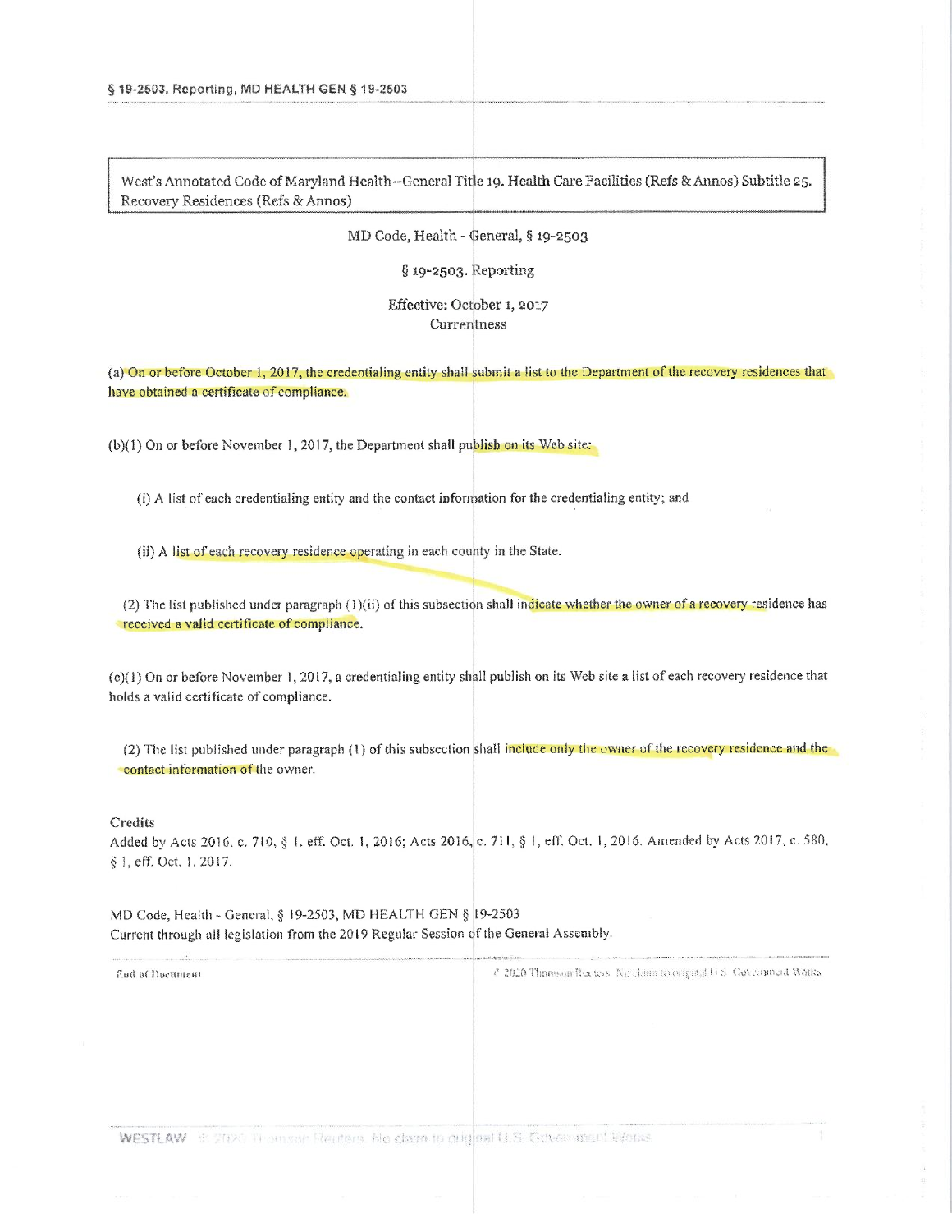West's Annotated Code of Maryland Health--General Title 19. Health Care Facilities (Refs & Annos) Subtitle 25. Recovery Residences (Refs & Annos)

MD Code, Health - General, § 19-2503

# § 19-2503. Reporting

Effective: October 1, 2017
Currentness

(a) On or before October 1, 2017, the credentialing entity shall submit a list to the Department of the recovery residences that have obtained a certificate of compliance.

(b)(1) On or before November 1, 2017, the Department shall publish on its Web site:

(i) A list of each credentialing entity and the contact information for the credentialing entity; and

(ii) A list of each recovery residence operating in each county in the State.

(2) The list published under paragraph (1)(ii) of this subsection shall indicate whether the owner of a recovery residence has received a valid certificate of compliance.

(c)(1) On or before November 1, 2017, a credentialing entity shall publish on its Web site a list of each recovery residence that holds a valid certificate of compliance.

(2) The list published under paragraph (1) of this subsection shall include only the owner of the recovery residence and the contact information of the owner.

**Credits**

Added by Acts 2016, c. 710, § 1, eff. Oct. 1, 2016; Acts 2016, c. 711, § 1, eff. Oct. 1, 2016. Amended by Acts 2017, c. 580, § 1, eff. Oct. 1, 2017.

MD Code, Health - General, § 19-2503, MD HEALTH GEN § 19-2503
Current through all legislation from the 2019 Regular Session of the General Assembly.

End of Document © 2020 Thomson Reuters. No claim to original U.S. Government Works.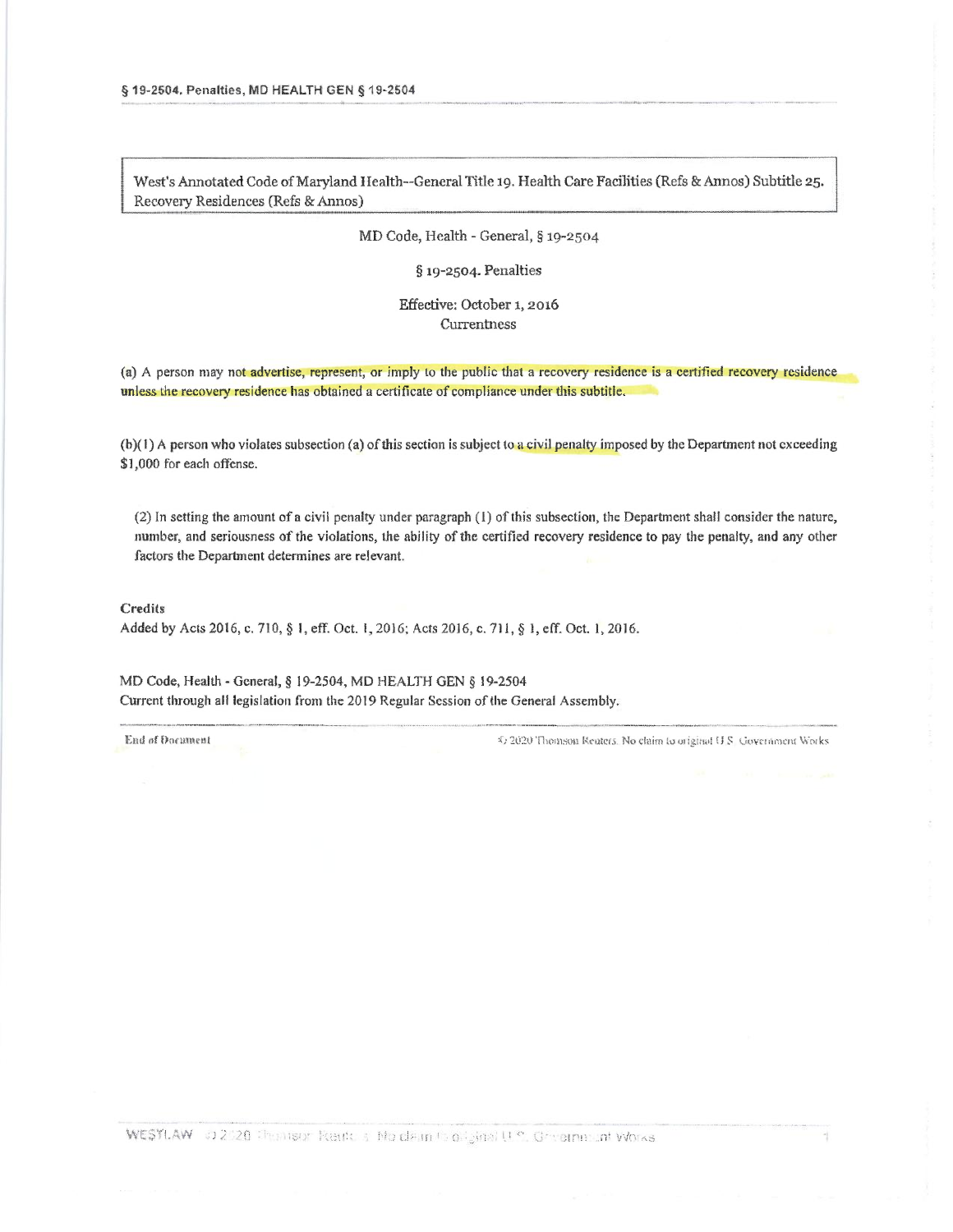West's Annotated Code of Maryland Health--General Title 19. Health Care Facilities (Refs & Annos) Subtitle 25. Recovery Residences (Refs & Annos)

MD Code, Health - General, § 19-2504

# § 19-2504. Penalties

Effective: October 1, 2016
Currentness

(a) A person may not advertise, represent, or imply to the public that a recovery residence is a certified recovery residence unless the recovery residence has obtained a certificate of compliance under this subtitle.

(b)(1) A person who violates subsection (a) of this section is subject to a civil penalty imposed by the Department not exceeding $1,000 for each offense.

(2) In setting the amount of a civil penalty under paragraph (1) of this subsection, the Department shall consider the nature, number, and seriousness of the violations, the ability of the certified recovery residence to pay the penalty, and any other factors the Department determines are relevant.

**Credits**

Added by Acts 2016, c. 710, § 1, eff. Oct. 1, 2016; Acts 2016, c. 711, § 1, eff. Oct. 1, 2016.

MD Code, Health - General, § 19-2504, MD HEALTH GEN § 19-2504
Current through all legislation from the 2019 Regular Session of the General Assembly.

End of Document © 2020 Thomson Reuters. No claim to original U.S. Government Works